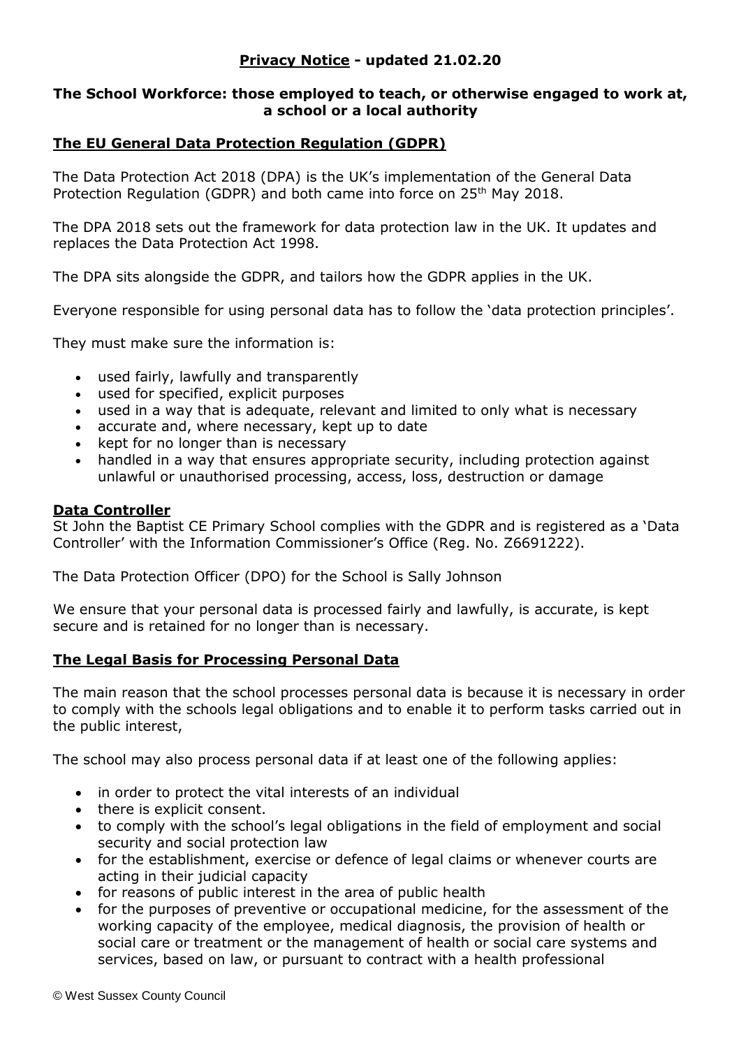# Privacy Notice - updated 21.02.20

**The School Workforce: those employed to teach, or otherwise engaged to work at, a school or a local authority**

## The EU General Data Protection Regulation (GDPR)

The Data Protection Act 2018 (DPA) is the UK's implementation of the General Data Protection Regulation (GDPR) and both came into force on 25th May 2018.

The DPA 2018 sets out the framework for data protection law in the UK. It updates and replaces the Data Protection Act 1998.

The DPA sits alongside the GDPR, and tailors how the GDPR applies in the UK.

Everyone responsible for using personal data has to follow the 'data protection principles'.

They must make sure the information is:

- used fairly, lawfully and transparently
- used for specified, explicit purposes
- used in a way that is adequate, relevant and limited to only what is necessary
- accurate and, where necessary, kept up to date
- kept for no longer than is necessary
- handled in a way that ensures appropriate security, including protection against unlawful or unauthorised processing, access, loss, destruction or damage

## Data Controller

St John the Baptist CE Primary School complies with the GDPR and is registered as a 'Data Controller' with the Information Commissioner's Office (Reg. No. Z6691222).

The Data Protection Officer (DPO) for the School is Sally Johnson

We ensure that your personal data is processed fairly and lawfully, is accurate, is kept secure and is retained for no longer than is necessary.

## The Legal Basis for Processing Personal Data

The main reason that the school processes personal data is because it is necessary in order to comply with the schools legal obligations and to enable it to perform tasks carried out in the public interest,

The school may also process personal data if at least one of the following applies:

- in order to protect the vital interests of an individual
- there is explicit consent.
- to comply with the school's legal obligations in the field of employment and social security and social protection law
- for the establishment, exercise or defence of legal claims or whenever courts are acting in their judicial capacity
- for reasons of public interest in the area of public health
- for the purposes of preventive or occupational medicine, for the assessment of the working capacity of the employee, medical diagnosis, the provision of health or social care or treatment or the management of health or social care systems and services, based on law, or pursuant to contract with a health professional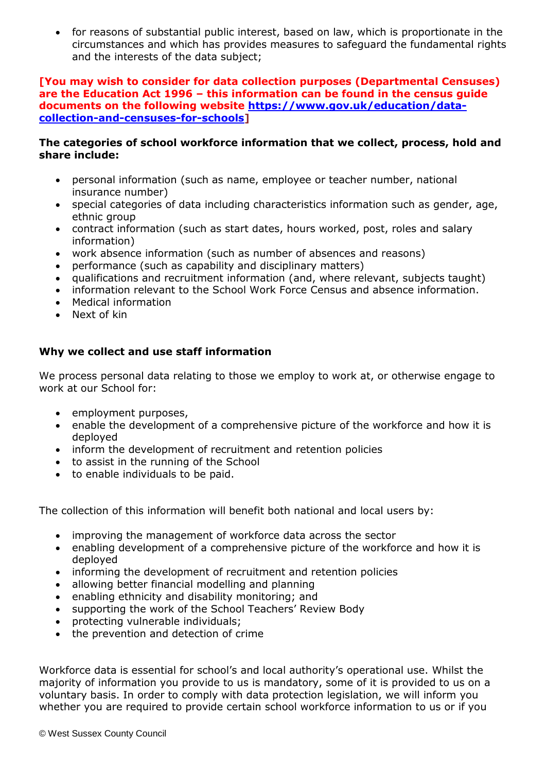- for reasons of substantial public interest, based on law, which is proportionate in the circumstances and which has provides measures to safeguard the fundamental rights and the interests of the data subject;

**[You may wish to consider for data collection purposes (Departmental Censuses) are the Education Act 1996 – this information can be found in the census guide documents on the following website [https://www.gov.uk/education/data-collection-and-censuses-for-schools](https://www.gov.uk/education/data-collection-and-censuses-for-schools)]**

**The categories of school workforce information that we collect, process, hold and share include:**

- personal information (such as name, employee or teacher number, national insurance number)
- special categories of data including characteristics information such as gender, age, ethnic group
- contract information (such as start dates, hours worked, post, roles and salary information)
- work absence information (such as number of absences and reasons)
- performance (such as capability and disciplinary matters)
- qualifications and recruitment information (and, where relevant, subjects taught)
- information relevant to the School Work Force Census and absence information.
- Medical information
- Next of kin

**Why we collect and use staff information**

We process personal data relating to those we employ to work at, or otherwise engage to work at our School for:

- employment purposes,
- enable the development of a comprehensive picture of the workforce and how it is deployed
- inform the development of recruitment and retention policies
- to assist in the running of the School
- to enable individuals to be paid.

The collection of this information will benefit both national and local users by:

- improving the management of workforce data across the sector
- enabling development of a comprehensive picture of the workforce and how it is deployed
- informing the development of recruitment and retention policies
- allowing better financial modelling and planning
- enabling ethnicity and disability monitoring; and
- supporting the work of the School Teachers' Review Body
- protecting vulnerable individuals;
- the prevention and detection of crime

Workforce data is essential for school's and local authority's operational use. Whilst the majority of information you provide to us is mandatory, some of it is provided to us on a voluntary basis. In order to comply with data protection legislation, we will inform you whether you are required to provide certain school workforce information to us or if you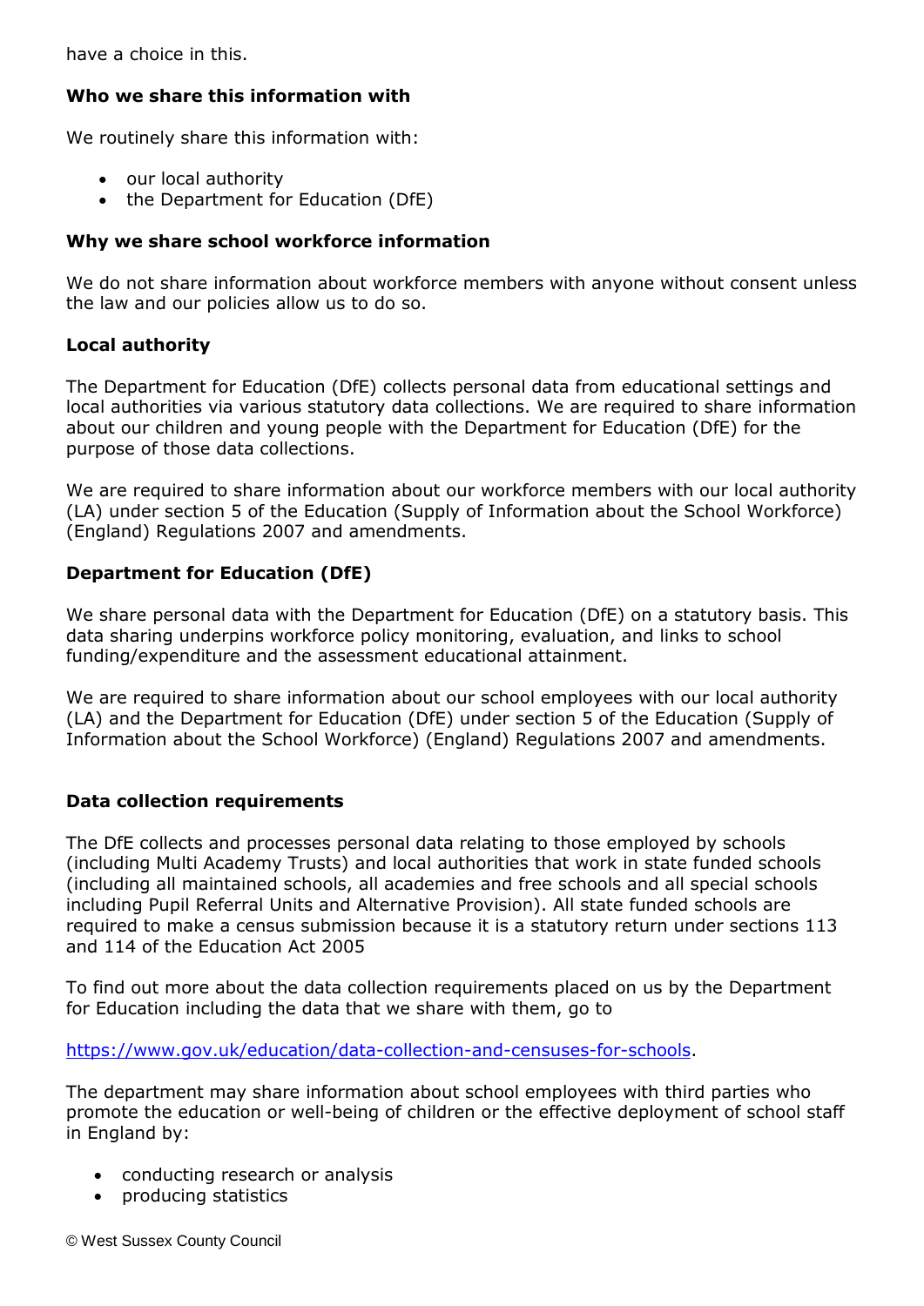have a choice in this.

**Who we share this information with**

We routinely share this information with:

- our local authority
- the Department for Education (DfE)

**Why we share school workforce information**

We do not share information about workforce members with anyone without consent unless the law and our policies allow us to do so.

**Local authority**

The Department for Education (DfE) collects personal data from educational settings and local authorities via various statutory data collections. We are required to share information about our children and young people with the Department for Education (DfE) for the purpose of those data collections.

We are required to share information about our workforce members with our local authority (LA) under section 5 of the Education (Supply of Information about the School Workforce) (England) Regulations 2007 and amendments.

**Department for Education (DfE)**

We share personal data with the Department for Education (DfE) on a statutory basis. This data sharing underpins workforce policy monitoring, evaluation, and links to school funding/expenditure and the assessment educational attainment.

We are required to share information about our school employees with our local authority (LA) and the Department for Education (DfE) under section 5 of the Education (Supply of Information about the School Workforce) (England) Regulations 2007 and amendments.

**Data collection requirements**

The DfE collects and processes personal data relating to those employed by schools (including Multi Academy Trusts) and local authorities that work in state funded schools (including all maintained schools, all academies and free schools and all special schools including Pupil Referral Units and Alternative Provision). All state funded schools are required to make a census submission because it is a statutory return under sections 113 and 114 of the Education Act 2005

To find out more about the data collection requirements placed on us by the Department for Education including the data that we share with them, go to

https://www.gov.uk/education/data-collection-and-censuses-for-schools.

The department may share information about school employees with third parties who promote the education or well-being of children or the effective deployment of school staff in England by:

- conducting research or analysis
- producing statistics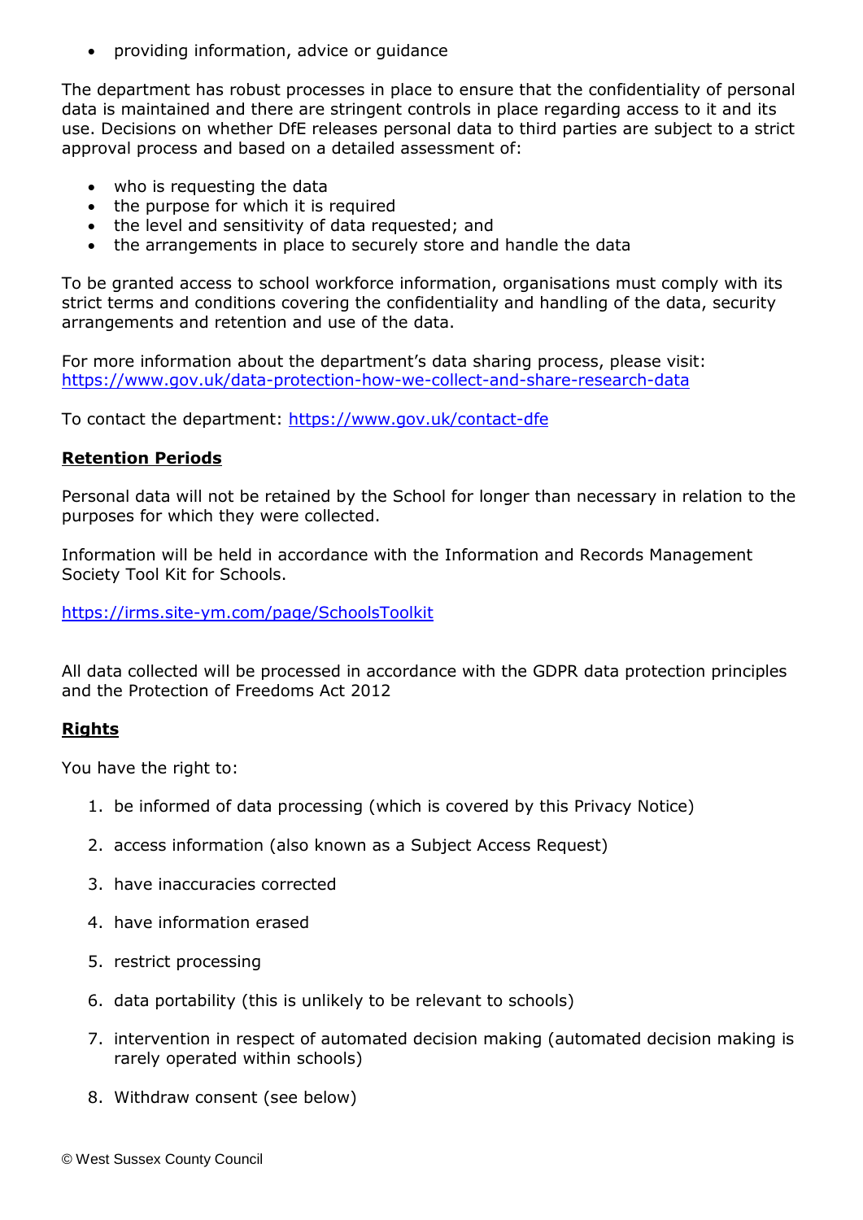- providing information, advice or guidance

The department has robust processes in place to ensure that the confidentiality of personal data is maintained and there are stringent controls in place regarding access to it and its use. Decisions on whether DfE releases personal data to third parties are subject to a strict approval process and based on a detailed assessment of:

- who is requesting the data
- the purpose for which it is required
- the level and sensitivity of data requested; and
- the arrangements in place to securely store and handle the data

To be granted access to school workforce information, organisations must comply with its strict terms and conditions covering the confidentiality and handling of the data, security arrangements and retention and use of the data.

For more information about the department's data sharing process, please visit: https://www.gov.uk/data-protection-how-we-collect-and-share-research-data

To contact the department: https://www.gov.uk/contact-dfe

**Retention Periods**

Personal data will not be retained by the School for longer than necessary in relation to the purposes for which they were collected.

Information will be held in accordance with the Information and Records Management Society Tool Kit for Schools.

https://irms.site-ym.com/page/SchoolsToolkit

All data collected will be processed in accordance with the GDPR data protection principles and the Protection of Freedoms Act 2012

**Rights**

You have the right to:

1. be informed of data processing (which is covered by this Privacy Notice)
2. access information (also known as a Subject Access Request)
3. have inaccuracies corrected
4. have information erased
5. restrict processing
6. data portability (this is unlikely to be relevant to schools)
7. intervention in respect of automated decision making (automated decision making is rarely operated within schools)
8. Withdraw consent (see below)

© West Sussex County Council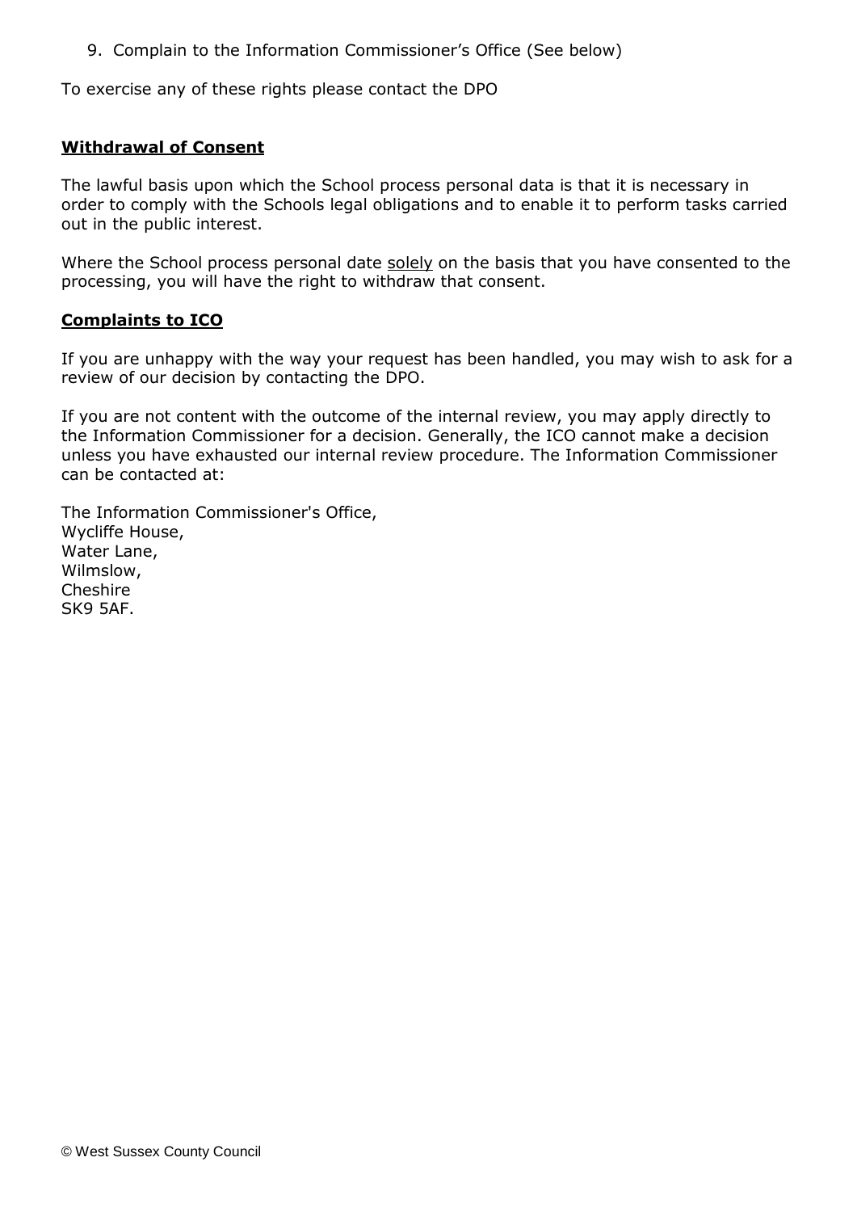9. Complain to the Information Commissioner's Office (See below)

To exercise any of these rights please contact the DPO

**Withdrawal of Consent**

The lawful basis upon which the School process personal data is that it is necessary in order to comply with the Schools legal obligations and to enable it to perform tasks carried out in the public interest.

Where the School process personal date solely on the basis that you have consented to the processing, you will have the right to withdraw that consent.

**Complaints to ICO**

If you are unhappy with the way your request has been handled, you may wish to ask for a review of our decision by contacting the DPO.

If you are not content with the outcome of the internal review, you may apply directly to the Information Commissioner for a decision. Generally, the ICO cannot make a decision unless you have exhausted our internal review procedure. The Information Commissioner can be contacted at:

The Information Commissioner's Office,
Wycliffe House,
Water Lane,
Wilmslow,
Cheshire
SK9 5AF.

© West Sussex County Council